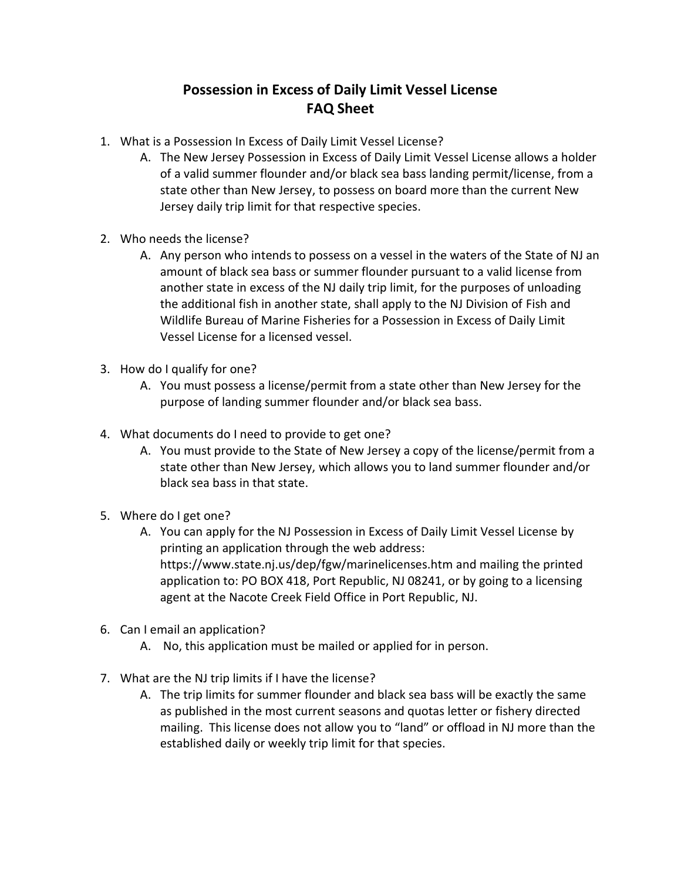# Possession in Excess of Daily Limit Vessel License FAQ Sheet

1. What is a Possession In Excess of Daily Limit Vessel License?
   A. The New Jersey Possession in Excess of Daily Limit Vessel License allows a holder of a valid summer flounder and/or black sea bass landing permit/license, from a state other than New Jersey, to possess on board more than the current New Jersey daily trip limit for that respective species.

2. Who needs the license?
   A. Any person who intends to possess on a vessel in the waters of the State of NJ an amount of black sea bass or summer flounder pursuant to a valid license from another state in excess of the NJ daily trip limit, for the purposes of unloading the additional fish in another state, shall apply to the NJ Division of Fish and Wildlife Bureau of Marine Fisheries for a Possession in Excess of Daily Limit Vessel License for a licensed vessel.

3. How do I qualify for one?
   A. You must possess a license/permit from a state other than New Jersey for the purpose of landing summer flounder and/or black sea bass.

4. What documents do I need to provide to get one?
   A. You must provide to the State of New Jersey a copy of the license/permit from a state other than New Jersey, which allows you to land summer flounder and/or black sea bass in that state.

5. Where do I get one?
   A. You can apply for the NJ Possession in Excess of Daily Limit Vessel License by printing an application through the web address: https://www.state.nj.us/dep/fgw/marinelicenses.htm and mailing the printed application to: PO BOX 418, Port Republic, NJ 08241, or by going to a licensing agent at the Nacote Creek Field Office in Port Republic, NJ.

6. Can I email an application?
   A. No, this application must be mailed or applied for in person.

7. What are the NJ trip limits if I have the license?
   A. The trip limits for summer flounder and black sea bass will be exactly the same as published in the most current seasons and quotas letter or fishery directed mailing. This license does not allow you to "land" or offload in NJ more than the established daily or weekly trip limit for that species.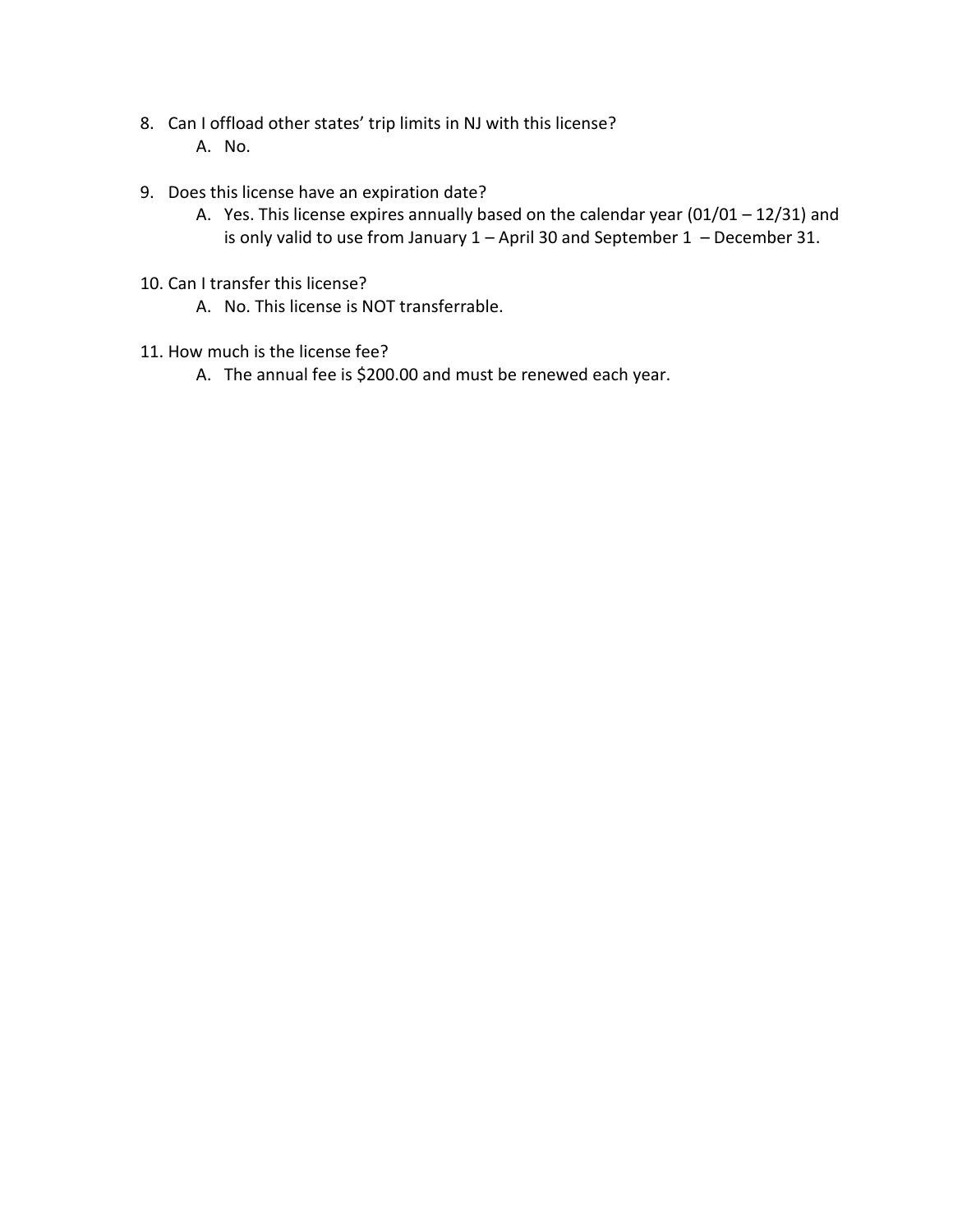8. Can I offload other states' trip limits in NJ with this license?
    A. No.

9. Does this license have an expiration date?
    A. Yes. This license expires annually based on the calendar year (01/01 – 12/31) and is only valid to use from January 1 – April 30 and September 1 – December 31.

10. Can I transfer this license?
    A. No. This license is NOT transferrable.

11. How much is the license fee?
    A. The annual fee is $200.00 and must be renewed each year.